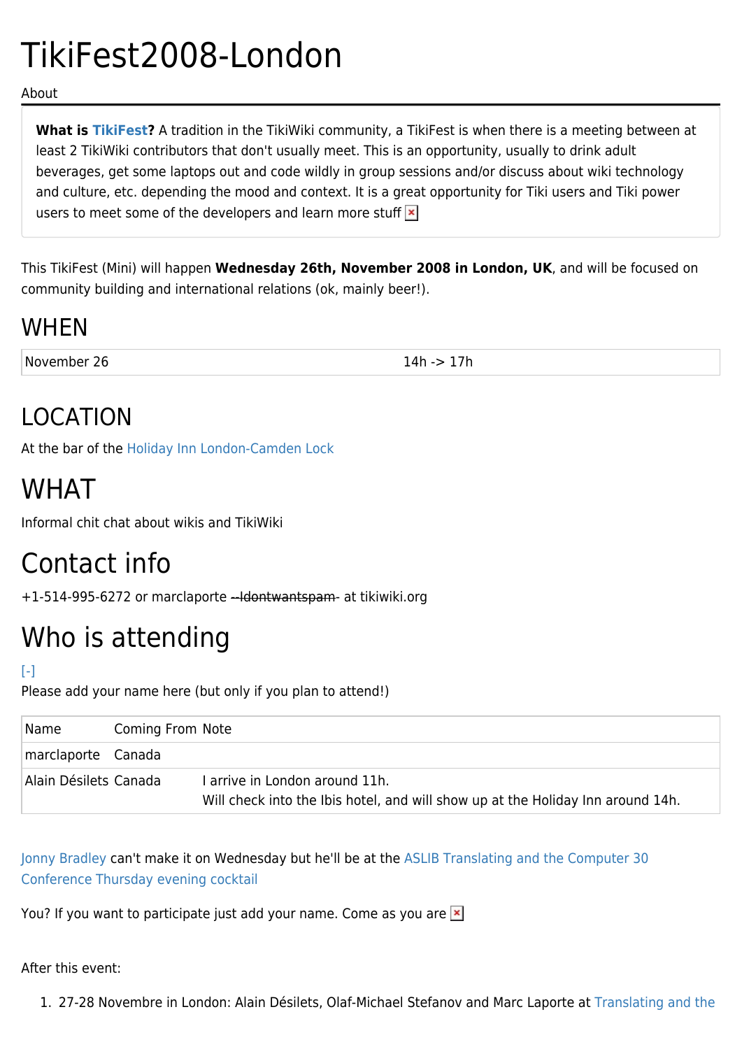# TikiFest2008-London

About

**What is TikiFest?** A tradition in the TikiWiki community, a TikiFest is when there is a meeting between at least 2 TikiWiki contributors that don't usually meet. This is an opportunity, usually to drink adult beverages, get some laptops out and code wildly in group sessions and/or discuss about wiki technology and culture, etc. depending the mood and context. It is a great opportunity for Tiki users and Tiki power users to meet some of the developers and learn more stuff

This TikiFest (Mini) will happen **Wednesday 26th, November 2008 in London, UK**, and will be focused on community building and international relations (ok, mainly beer!).

## WHEN

| November 26 | 14h -> 17h |
|---|---|

## LOCATION

At the bar of the Holiday Inn London-Camden Lock

## WHAT

Informal chit chat about wikis and TikiWiki

## Contact info

+1-514-995-6272 or marclaporte ~~-Idontwantspam-~~ at tikiwiki.org

## Who is attending

[-]

Please add your name here (but only if you plan to attend!)

| Name | Coming From | Note |
|---|---|---|
| marclaporte | Canada | |
| Alain Désilets | Canada | I arrive in London around 11h.<br>Will check into the Ibis hotel, and will show up at the Holiday Inn around 14h. |

Jonny Bradley can't make it on Wednesday but he'll be at the ASLIB Translating and the Computer 30 Conference Thursday evening cocktail

You? If you want to participate just add your name. Come as you are

After this event:

1. 27-28 Novembre in London: Alain Désilets, Olaf-Michael Stefanov and Marc Laporte at Translating and the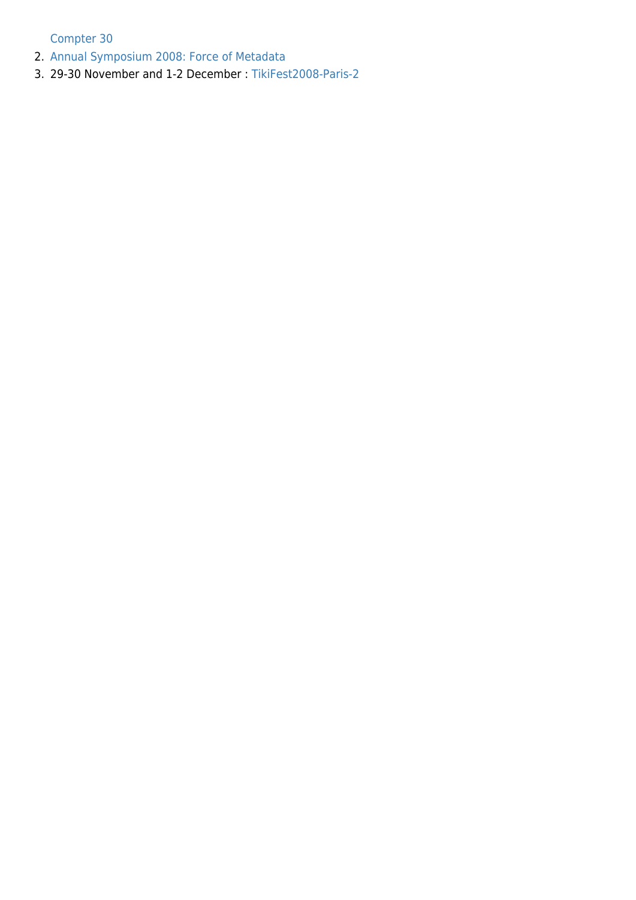Compter 30

2. Annual Symposium 2008: Force of Metadata
3. 29-30 November and 1-2 December : TikiFest2008-Paris-2